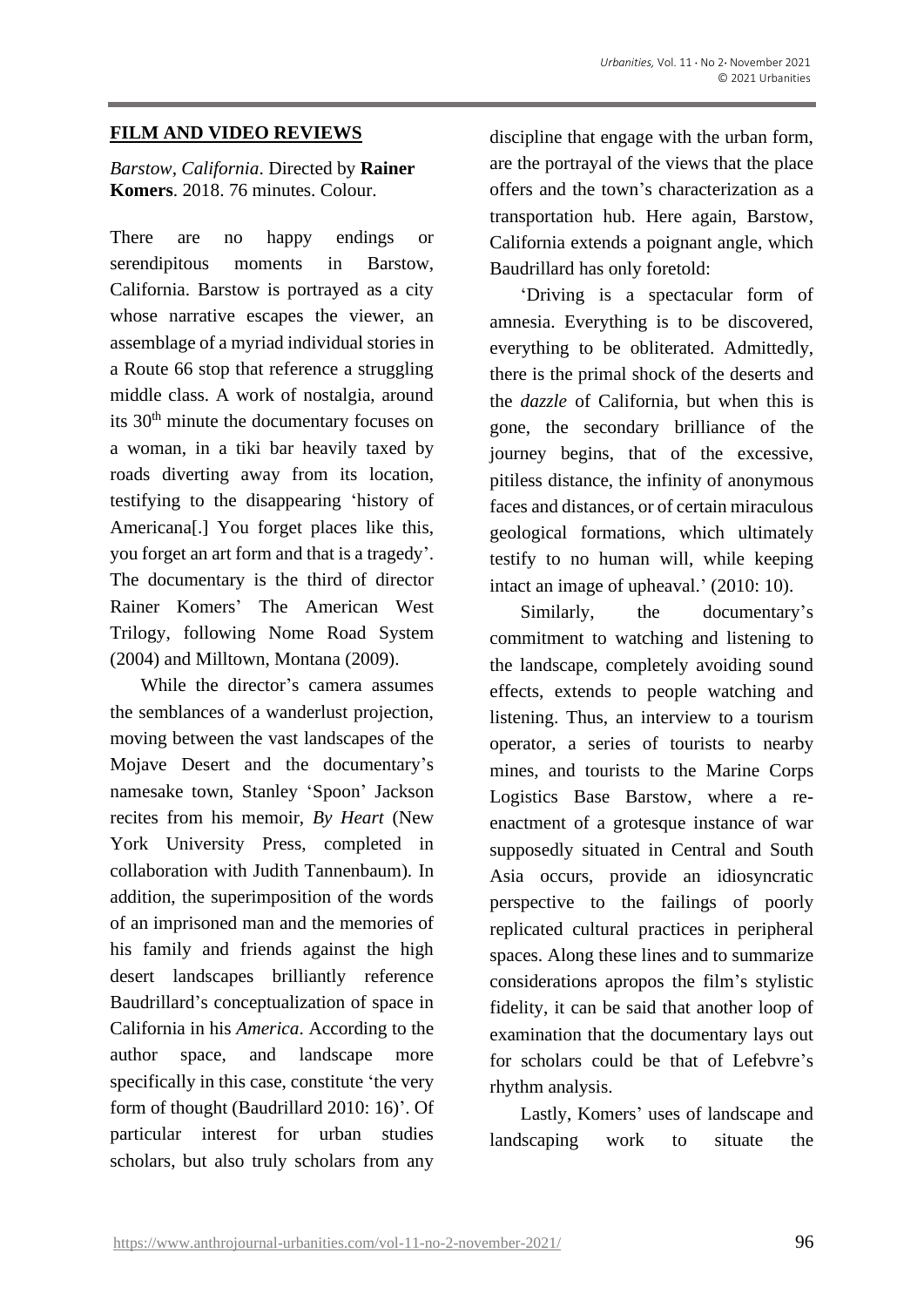## FILM AND VIDEO REVIEWS

*Barstow, California*. Directed by **Rainer Komers**. 2018. 76 minutes. Colour.

There are no happy endings or serendipitous moments in Barstow, California. Barstow is portrayed as a city whose narrative escapes the viewer, an assemblage of a myriad individual stories in a Route 66 stop that reference a struggling middle class. A work of nostalgia, around its 30th minute the documentary focuses on a woman, in a tiki bar heavily taxed by roads diverting away from its location, testifying to the disappearing 'history of Americana[.] You forget places like this, you forget an art form and that is a tragedy'. The documentary is the third of director Rainer Komers' The American West Trilogy, following Nome Road System (2004) and Milltown, Montana (2009).

While the director's camera assumes the semblances of a wanderlust projection, moving between the vast landscapes of the Mojave Desert and the documentary's namesake town, Stanley 'Spoon' Jackson recites from his memoir, *By Heart* (New York University Press, completed in collaboration with Judith Tannenbaum). In addition, the superimposition of the words of an imprisoned man and the memories of his family and friends against the high desert landscapes brilliantly reference Baudrillard's conceptualization of space in California in his *America*. According to the author space, and landscape more specifically in this case, constitute 'the very form of thought (Baudrillard 2010: 16)'. Of particular interest for urban studies scholars, but also truly scholars from any discipline that engage with the urban form, are the portrayal of the views that the place offers and the town's characterization as a transportation hub. Here again, Barstow, California extends a poignant angle, which Baudrillard has only foretold:

'Driving is a spectacular form of amnesia. Everything is to be discovered, everything to be obliterated. Admittedly, there is the primal shock of the deserts and the *dazzle* of California, but when this is gone, the secondary brilliance of the journey begins, that of the excessive, pitiless distance, the infinity of anonymous faces and distances, or of certain miraculous geological formations, which ultimately testify to no human will, while keeping intact an image of upheaval.' (2010: 10).

Similarly, the documentary's commitment to watching and listening to the landscape, completely avoiding sound effects, extends to people watching and listening. Thus, an interview to a tourism operator, a series of tourists to nearby mines, and tourists to the Marine Corps Logistics Base Barstow, where a re-enactment of a grotesque instance of war supposedly situated in Central and South Asia occurs, provide an idiosyncratic perspective to the failings of poorly replicated cultural practices in peripheral spaces. Along these lines and to summarize considerations apropos the film's stylistic fidelity, it can be said that another loop of examination that the documentary lays out for scholars could be that of Lefebvre's rhythm analysis.

Lastly, Komers' uses of landscape and landscaping work to situate the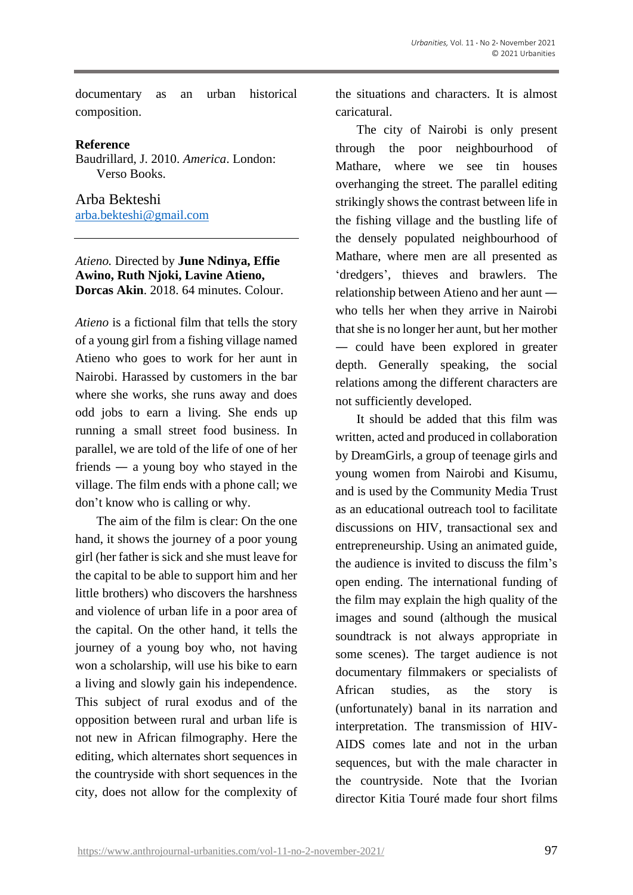documentary as an urban historical composition.

**Reference**

Baudrillard, J. 2010. *America*. London: Verso Books.

Arba Bekteshi
arba.bekteshi@gmail.com

---

*Atieno.* Directed by **June Ndinya, Effie Awino, Ruth Njoki, Lavine Atieno, Dorcas Akin**. 2018. 64 minutes. Colour.

*Atieno* is a fictional film that tells the story of a young girl from a fishing village named Atieno who goes to work for her aunt in Nairobi. Harassed by customers in the bar where she works, she runs away and does odd jobs to earn a living. She ends up running a small street food business. In parallel, we are told of the life of one of her friends — a young boy who stayed in the village. The film ends with a phone call; we don't know who is calling or why.

The aim of the film is clear: On the one hand, it shows the journey of a poor young girl (her father is sick and she must leave for the capital to be able to support him and her little brothers) who discovers the harshness and violence of urban life in a poor area of the capital. On the other hand, it tells the journey of a young boy who, not having won a scholarship, will use his bike to earn a living and slowly gain his independence. This subject of rural exodus and of the opposition between rural and urban life is not new in African filmography. Here the editing, which alternates short sequences in the countryside with short sequences in the city, does not allow for the complexity of the situations and characters. It is almost caricatural.

The city of Nairobi is only present through the poor neighbourhood of Mathare, where we see tin houses overhanging the street. The parallel editing strikingly shows the contrast between life in the fishing village and the bustling life of the densely populated neighbourhood of Mathare, where men are all presented as 'dredgers', thieves and brawlers. The relationship between Atieno and her aunt — who tells her when they arrive in Nairobi that she is no longer her aunt, but her mother — could have been explored in greater depth. Generally speaking, the social relations among the different characters are not sufficiently developed.

It should be added that this film was written, acted and produced in collaboration by DreamGirls, a group of teenage girls and young women from Nairobi and Kisumu, and is used by the Community Media Trust as an educational outreach tool to facilitate discussions on HIV, transactional sex and entrepreneurship. Using an animated guide, the audience is invited to discuss the film's open ending. The international funding of the film may explain the high quality of the images and sound (although the musical soundtrack is not always appropriate in some scenes). The target audience is not documentary filmmakers or specialists of African studies, as the story is (unfortunately) banal in its narration and interpretation. The transmission of HIV-AIDS comes late and not in the urban sequences, but with the male character in the countryside. Note that the Ivorian director Kitia Touré made four short films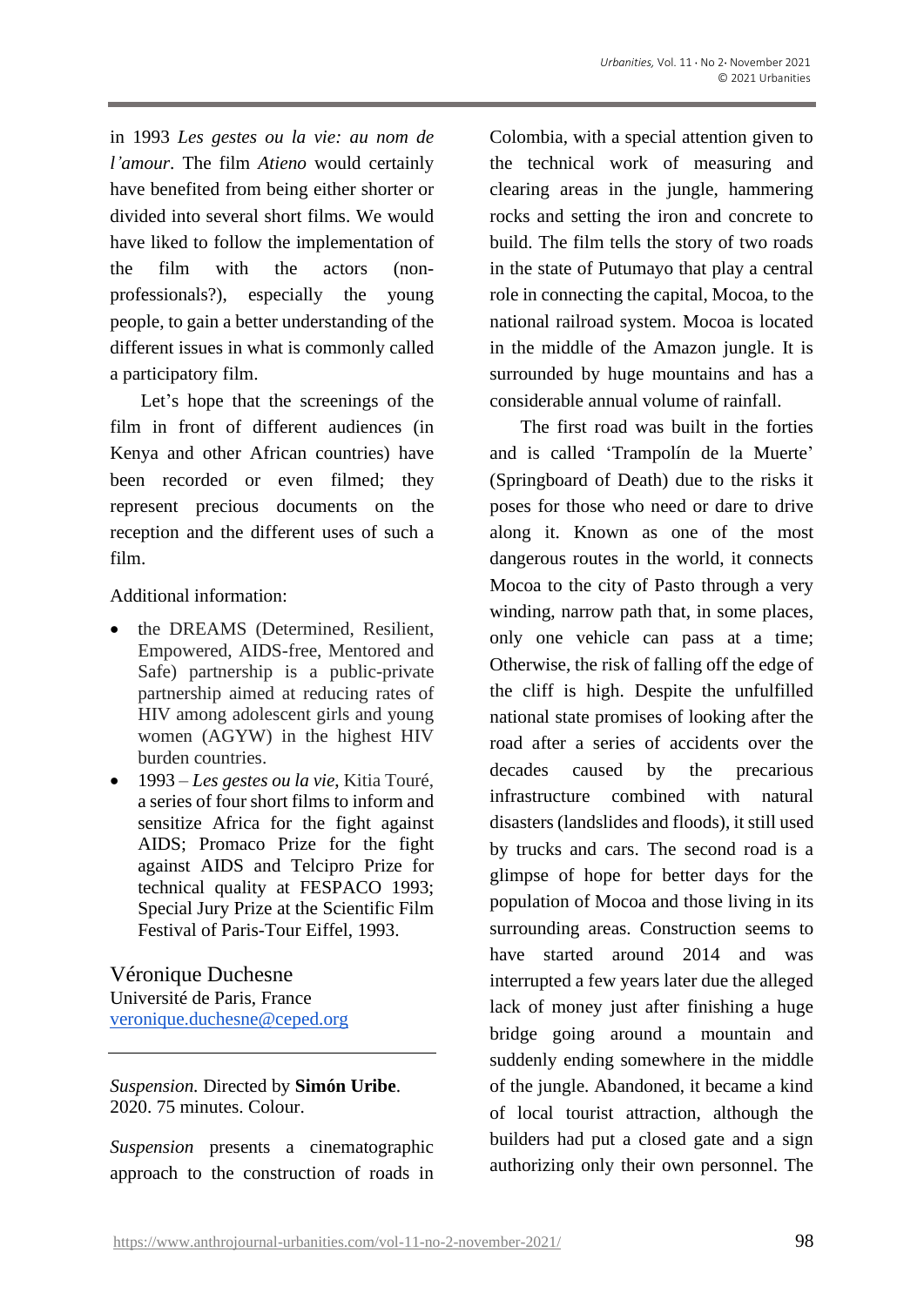in 1993 *Les gestes ou la vie: au nom de l'amour*. The film *Atieno* would certainly have benefited from being either shorter or divided into several short films. We would have liked to follow the implementation of the film with the actors (non-professionals?), especially the young people, to gain a better understanding of the different issues in what is commonly called a participatory film.

Let's hope that the screenings of the film in front of different audiences (in Kenya and other African countries) have been recorded or even filmed; they represent precious documents on the reception and the different uses of such a film.

Additional information:

- the DREAMS (Determined, Resilient, Empowered, AIDS-free, Mentored and Safe) partnership is a public-private partnership aimed at reducing rates of HIV among adolescent girls and young women (AGYW) in the highest HIV burden countries.
- 1993 – *Les gestes ou la vie*, Kitia Touré, a series of four short films to inform and sensitize Africa for the fight against AIDS; Promaco Prize for the fight against AIDS and Telcipro Prize for technical quality at FESPACO 1993; Special Jury Prize at the Scientific Film Festival of Paris-Tour Eiffel, 1993.

Véronique Duchesne
Université de Paris, France
veronique.duchesne@ceped.org

---

*Suspension.* Directed by **Simón Uribe**. 2020. 75 minutes. Colour.

*Suspension* presents a cinematographic approach to the construction of roads in Colombia, with a special attention given to the technical work of measuring and clearing areas in the jungle, hammering rocks and setting the iron and concrete to build. The film tells the story of two roads in the state of Putumayo that play a central role in connecting the capital, Mocoa, to the national railroad system. Mocoa is located in the middle of the Amazon jungle. It is surrounded by huge mountains and has a considerable annual volume of rainfall.

The first road was built in the forties and is called 'Trampolín de la Muerte' (Springboard of Death) due to the risks it poses for those who need or dare to drive along it. Known as one of the most dangerous routes in the world, it connects Mocoa to the city of Pasto through a very winding, narrow path that, in some places, only one vehicle can pass at a time; Otherwise, the risk of falling off the edge of the cliff is high. Despite the unfulfilled national state promises of looking after the road after a series of accidents over the decades caused by the precarious infrastructure combined with natural disasters (landslides and floods), it still used by trucks and cars. The second road is a glimpse of hope for better days for the population of Mocoa and those living in its surrounding areas. Construction seems to have started around 2014 and was interrupted a few years later due the alleged lack of money just after finishing a huge bridge going around a mountain and suddenly ending somewhere in the middle of the jungle. Abandoned, it became a kind of local tourist attraction, although the builders had put a closed gate and a sign authorizing only their own personnel. The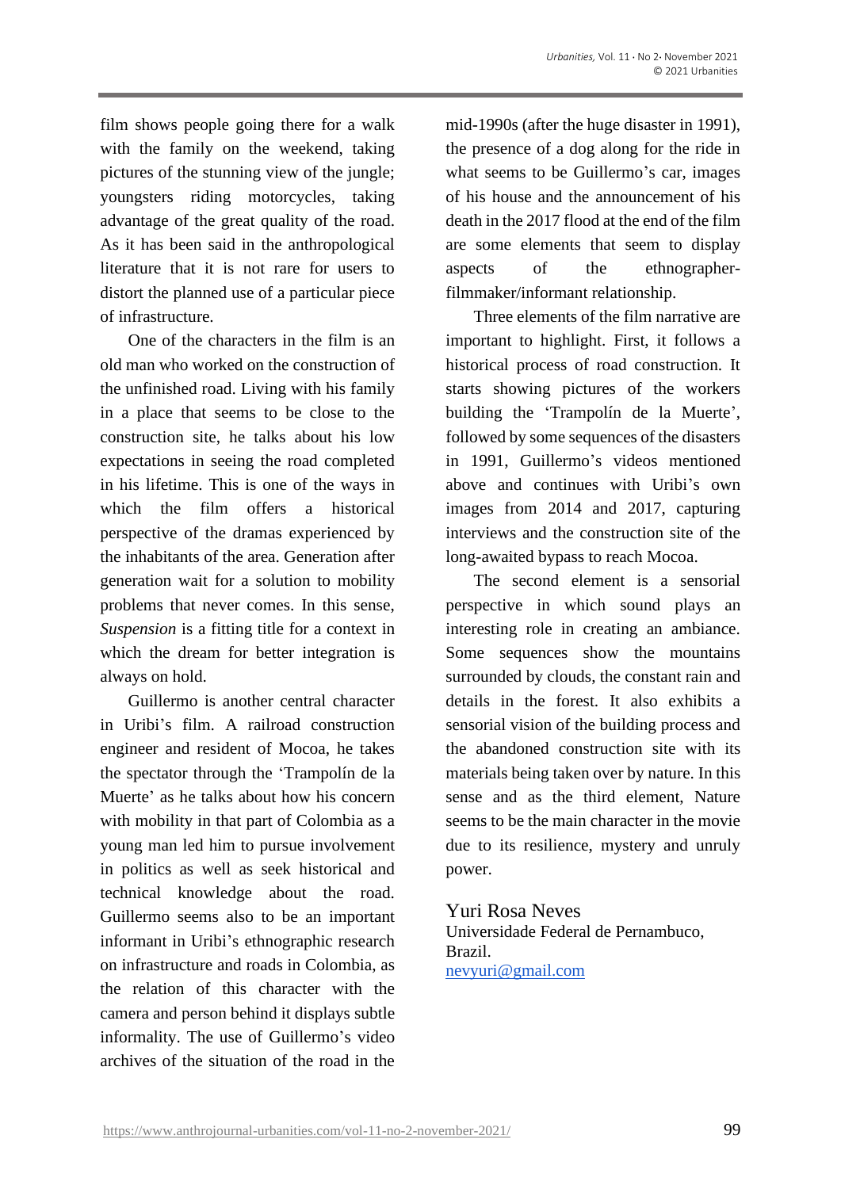film shows people going there for a walk with the family on the weekend, taking pictures of the stunning view of the jungle; youngsters riding motorcycles, taking advantage of the great quality of the road. As it has been said in the anthropological literature that it is not rare for users to distort the planned use of a particular piece of infrastructure.

One of the characters in the film is an old man who worked on the construction of the unfinished road. Living with his family in a place that seems to be close to the construction site, he talks about his low expectations in seeing the road completed in his lifetime. This is one of the ways in which the film offers a historical perspective of the dramas experienced by the inhabitants of the area. Generation after generation wait for a solution to mobility problems that never comes. In this sense, *Suspension* is a fitting title for a context in which the dream for better integration is always on hold.

Guillermo is another central character in Uribi's film. A railroad construction engineer and resident of Mocoa, he takes the spectator through the 'Trampolín de la Muerte' as he talks about how his concern with mobility in that part of Colombia as a young man led him to pursue involvement in politics as well as seek historical and technical knowledge about the road. Guillermo seems also to be an important informant in Uribi's ethnographic research on infrastructure and roads in Colombia, as the relation of this character with the camera and person behind it displays subtle informality. The use of Guillermo's video archives of the situation of the road in the mid-1990s (after the huge disaster in 1991), the presence of a dog along for the ride in what seems to be Guillermo's car, images of his house and the announcement of his death in the 2017 flood at the end of the film are some elements that seem to display aspects of the ethnographer-filmmaker/informant relationship.

Three elements of the film narrative are important to highlight. First, it follows a historical process of road construction. It starts showing pictures of the workers building the 'Trampolín de la Muerte', followed by some sequences of the disasters in 1991, Guillermo's videos mentioned above and continues with Uribi's own images from 2014 and 2017, capturing interviews and the construction site of the long-awaited bypass to reach Mocoa.

The second element is a sensorial perspective in which sound plays an interesting role in creating an ambiance. Some sequences show the mountains surrounded by clouds, the constant rain and details in the forest. It also exhibits a sensorial vision of the building process and the abandoned construction site with its materials being taken over by nature. In this sense and as the third element, Nature seems to be the main character in the movie due to its resilience, mystery and unruly power.

Yuri Rosa Neves
Universidade Federal de Pernambuco, Brazil.
nevyuri@gmail.com